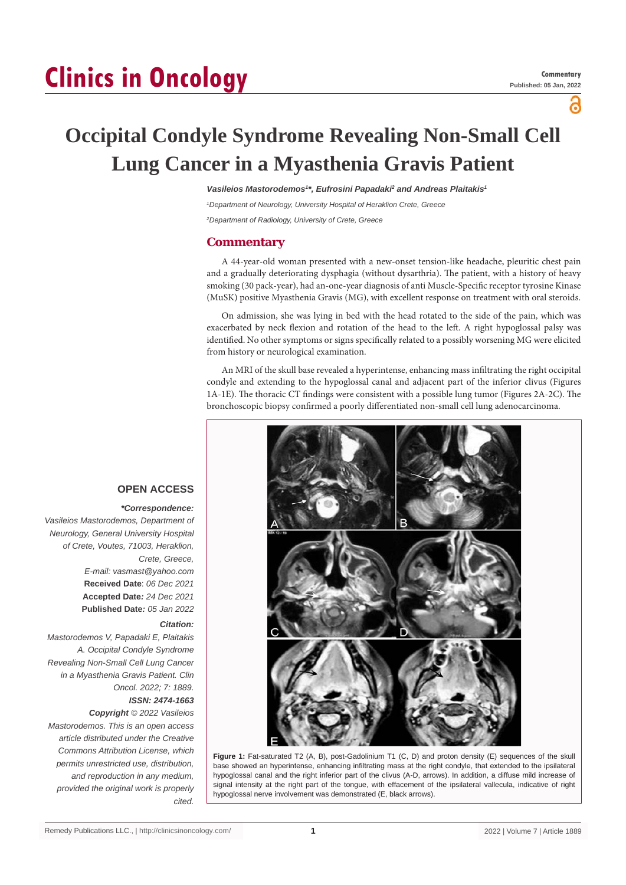# Occipital Condyle Syndrome Revealing Non-Small Cell Lung Cancer in a Myasthenia Gravis Patient

***Vasileios Mastorodemos[1]\*, Eufrosini Papadaki[2] and Andreas Plaitakis[1]***

*[1]Department of Neurology, University Hospital of Heraklion Crete, Greece*

*[2]Department of Radiology, University of Crete, Greece*

## Commentary

A 44-year-old woman presented with a new-onset tension-like headache, pleuritic chest pain and a gradually deteriorating dysphagia (without dysarthria). The patient, with a history of heavy smoking (30 pack-year), had an-one-year diagnosis of anti Muscle-Specific receptor tyrosine Kinase (MuSK) positive Myasthenia Gravis (MG), with excellent response on treatment with oral steroids.

On admission, she was lying in bed with the head rotated to the side of the pain, which was exacerbated by neck flexion and rotation of the head to the left. A right hypoglossal palsy was identified. No other symptoms or signs specifically related to a possibly worsening MG were elicited from history or neurological examination.

An MRI of the skull base revealed a hyperintense, enhancing mass infiltrating the right occipital condyle and extending to the hypoglossal canal and adjacent part of the inferior clivus (Figures 1A-1E). The thoracic CT findings were consistent with a possible lung tumor (Figures 2A-2C). The bronchoscopic biopsy confirmed a poorly differentiated non-small cell lung adenocarcinoma.

**Figure 1:** Fat-saturated T2 (A, B), post-Gadolinium T1 (C, D) and proton density (E) sequences of the skull base showed an hyperintense, enhancing infiltrating mass at the right condyle, that extended to the ipsilateral hypoglossal canal and the right inferior part of the clivus (A-D, arrows). In addition, a diffuse mild increase of signal intensity at the right part of the tongue, with effacement of the ipsilateral vallecula, indicative of right hypoglossal nerve involvement was demonstrated (E, black arrows).

**OPEN ACCESS**

***\*Correspondence:***

*Vasileios Mastorodemos, Department of Neurology, General University Hospital of Crete, Voutes, 71003, Heraklion, Crete, Greece,*

*E-mail: vasmast@yahoo.com*

**Received Date**: *06 Dec 2021*

**Accepted Date***: 24 Dec 2021*

**Published Date***: 05 Jan 2022*

***Citation:***

*Mastorodemos V, Papadaki E, Plaitakis A. Occipital Condyle Syndrome Revealing Non-Small Cell Lung Cancer in a Myasthenia Gravis Patient. Clin Oncol. 2022; 7: 1889.*

***ISSN: 2474-1663***

***Copyright** © 2022 Vasileios Mastorodemos. This is an open access article distributed under the Creative Commons Attribution License, which permits unrestricted use, distribution, and reproduction in any medium, provided the original work is properly cited.*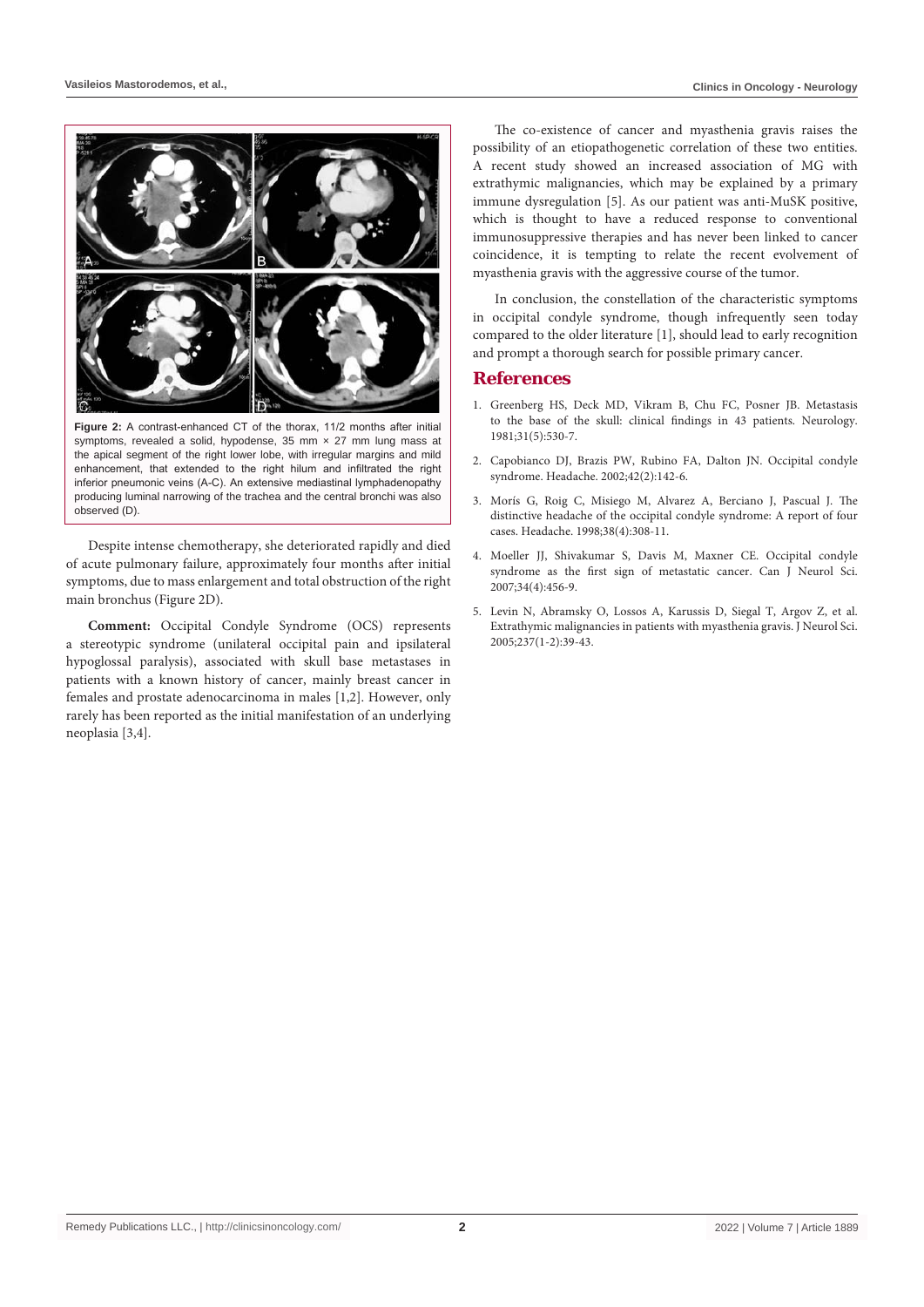Figure 2: A contrast-enhanced CT of the thorax, 11/2 months after initial symptoms, revealed a solid, hypodense, 35 mm × 27 mm lung mass at the apical segment of the right lower lobe, with irregular margins and mild enhancement, that extended to the right hilum and infiltrated the right inferior pneumonic veins (A-C). An extensive mediastinal lymphadenopathy producing luminal narrowing of the trachea and the central bronchi was also observed (D).

Despite intense chemotherapy, she deteriorated rapidly and died of acute pulmonary failure, approximately four months after initial symptoms, due to mass enlargement and total obstruction of the right main bronchus (Figure 2D).

**Comment:** Occipital Condyle Syndrome (OCS) represents a stereotypic syndrome (unilateral occipital pain and ipsilateral hypoglossal paralysis), associated with skull base metastases in patients with a known history of cancer, mainly breast cancer in females and prostate adenocarcinoma in males [1,2]. However, only rarely has been reported as the initial manifestation of an underlying neoplasia [3,4].

The co-existence of cancer and myasthenia gravis raises the possibility of an etiopathogenetic correlation of these two entities. A recent study showed an increased association of MG with extrathymic malignancies, which may be explained by a primary immune dysregulation [5]. As our patient was anti-MuSK positive, which is thought to have a reduced response to conventional immunosuppressive therapies and has never been linked to cancer coincidence, it is tempting to relate the recent evolvement of myasthenia gravis with the aggressive course of the tumor.

In conclusion, the constellation of the characteristic symptoms in occipital condyle syndrome, though infrequently seen today compared to the older literature [1], should lead to early recognition and prompt a thorough search for possible primary cancer.

## References

1. Greenberg HS, Deck MD, Vikram B, Chu FC, Posner JB. Metastasis to the base of the skull: clinical findings in 43 patients. Neurology. 1981;31(5):530-7.
2. Capobianco DJ, Brazis PW, Rubino FA, Dalton JN. Occipital condyle syndrome. Headache. 2002;42(2):142-6.
3. Morís G, Roig C, Misiego M, Alvarez A, Berciano J, Pascual J. The distinctive headache of the occipital condyle syndrome: A report of four cases. Headache. 1998;38(4):308-11.
4. Moeller JJ, Shivakumar S, Davis M, Maxner CE. Occipital condyle syndrome as the first sign of metastatic cancer. Can J Neurol Sci. 2007;34(4):456-9.
5. Levin N, Abramsky O, Lossos A, Karussis D, Siegal T, Argov Z, et al. Extrathymic malignancies in patients with myasthenia gravis. J Neurol Sci. 2005;237(1-2):39-43.